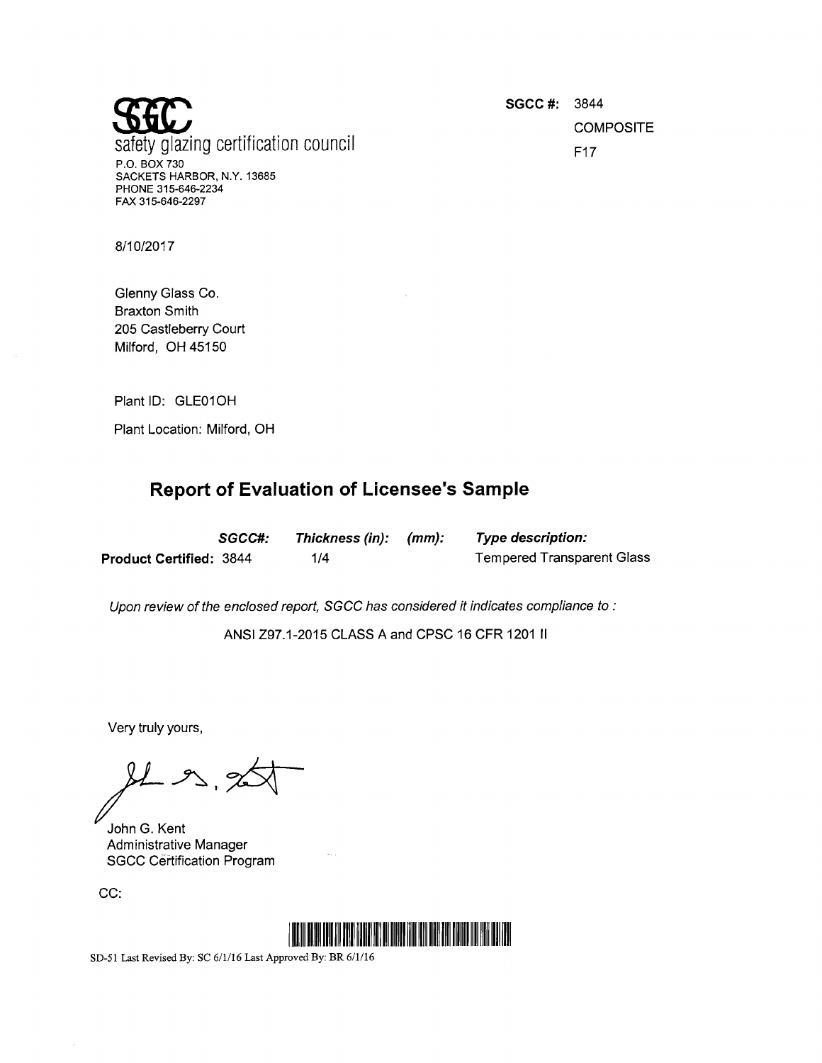**SGCC**
safety glazing certification council
P.O. BOX 730
SACKETS HARBOR, N.Y. 13685
PHONE 315-646-2234
FAX 315-646-2297

**SGCC #:** 3844
COMPOSITE
F17

8/10/2017

Glenny Glass Co.
Braxton Smith
205 Castleberry Court
Milford, OH 45150

Plant ID: GLE01OH

Plant Location: Milford, OH

## Report of Evaluation of Licensee's Sample

| | *SGCC#:* | *Thickness (in):* | *(mm):* | *Type description:* |
|---|---|---|---|---|
| **Product Certified:** | 3844 | 1/4 | | Tempered Transparent Glass |

*Upon review of the enclosed report, SGCC has considered it indicates compliance to :*

ANSI Z97.1-2015 CLASS A and CPSC 16 CFR 1201 II

Very truly yours,

John G. Kent
Administrative Manager
SGCC Certification Program

CC:

SD-51 Last Revised By: SC 6/1/16 Last Approved By: BR 6/1/16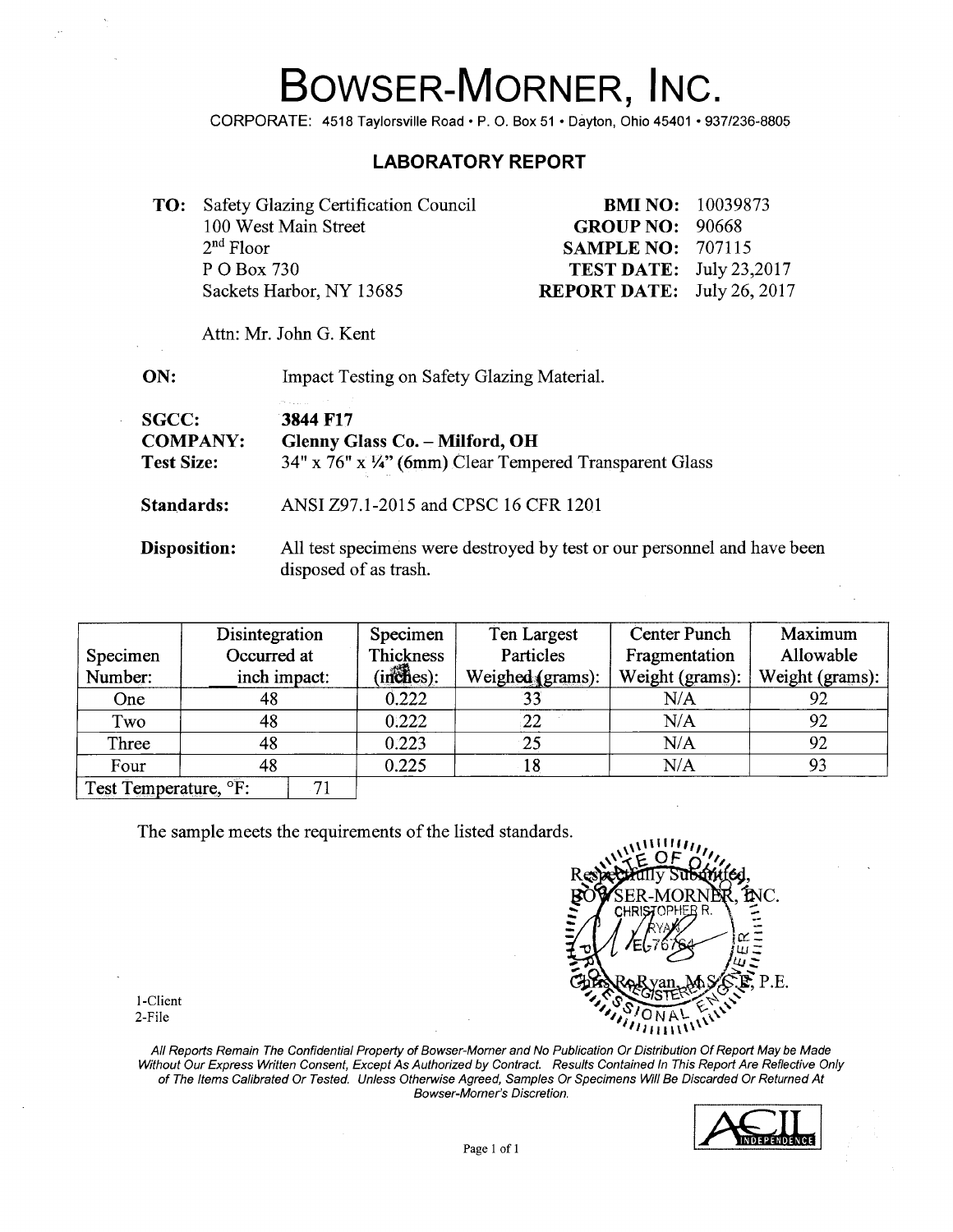# BOWSER-MORNER, INC.

CORPORATE: 4518 Taylorsville Road • P. O. Box 51 • Dayton, Ohio 45401 • 937/236-8805

## LABORATORY REPORT

**TO:** Safety Glazing Certification Council
100 West Main Street
2nd Floor
P O Box 730
Sackets Harbor, NY 13685

**BMI NO:** 10039873
**GROUP NO:** 90668
**SAMPLE NO:** 707115
**TEST DATE:** July 23,2017
**REPORT DATE:** July 26, 2017

Attn: Mr. John G. Kent

**ON:** Impact Testing on Safety Glazing Material.

**SGCC:** **3844 F17**
**COMPANY:** **Glenny Glass Co. – Milford, OH**
**Test Size:** 34" x 76" x ¼" (6mm) Clear Tempered Transparent Glass

**Standards:** ANSI Z97.1-2015 and CPSC 16 CFR 1201

**Disposition:** All test specimens were destroyed by test or our personnel and have been disposed of as trash.

| Specimen Number: | Disintegration Occurred at ___inch impact: | Specimen Thickness (inches): | Ten Largest Particles Weighed (grams): | Center Punch Fragmentation Weight (grams): | Maximum Allowable Weight (grams): |
|---|---|---|---|---|---|
| One | 48 | 0.222 | 33 | N/A | 92 |
| Two | 48 | 0.222 | 22 | N/A | 92 |
| Three | 48 | 0.223 | 25 | N/A | 92 |
| Four | 48 | 0.225 | 18 | N/A | 93 |
| Test Temperature, °F: | 71 | | | | |

The sample meets the requirements of the listed standards.

Respectfully Submitted,
BOWSER-MORNER, INC.

Chris R. Ryan, M.S.C.E, P.E.

1-Client
2-File

*All Reports Remain The Confidential Property of Bowser-Morner and No Publication Or Distribution Of Report May be Made Without Our Express Written Consent, Except As Authorized by Contract. Results Contained In This Report Are Reflective Only of The Items Calibrated Or Tested. Unless Otherwise Agreed, Samples Or Specimens Will Be Discarded Or Returned At Bowser-Morner's Discretion.*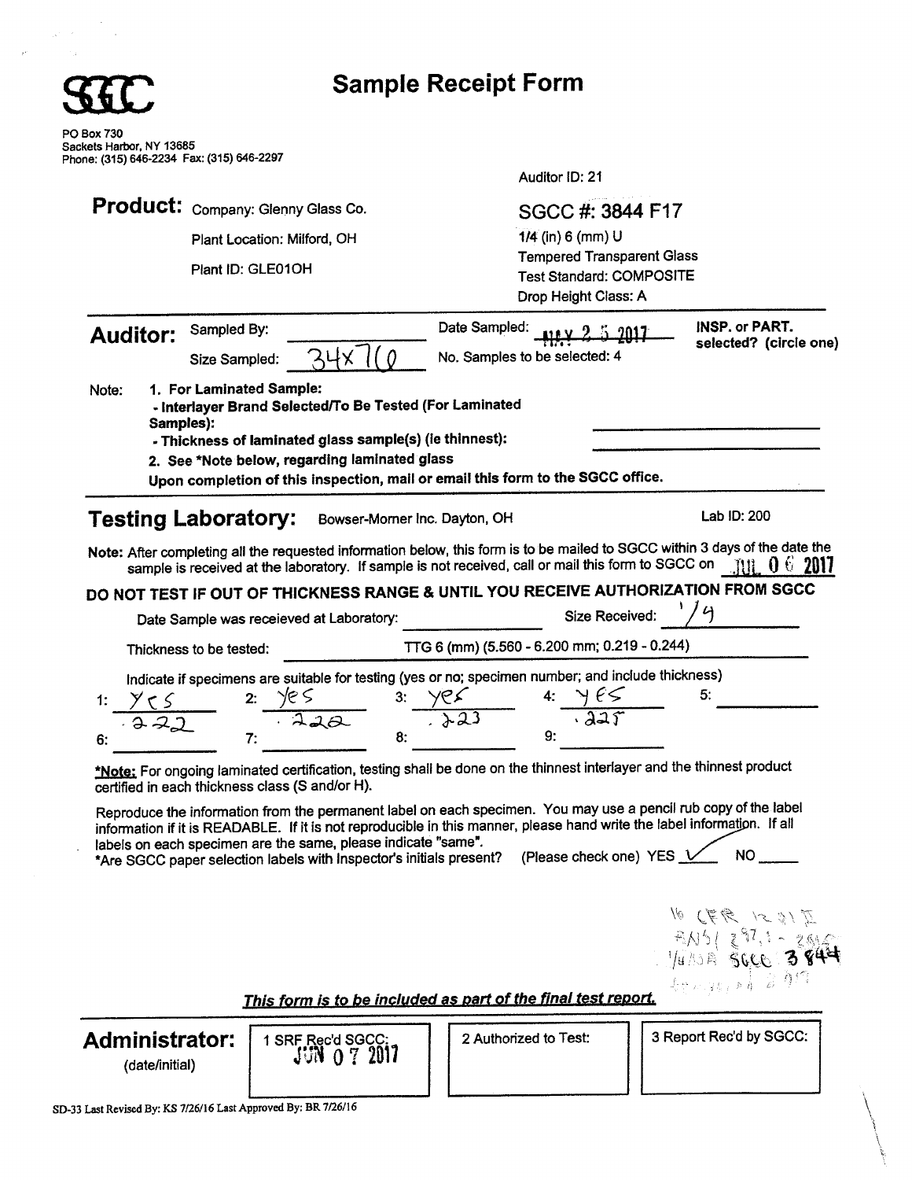# SGCC

## Sample Receipt Form

PO Box 730
Sackets Harbor, NY 13685
Phone: (315) 646-2234 Fax: (315) 646-2297

Auditor ID: 21

**Product:** Company: Glenny Glass Co.

Plant Location: Milford, OH

Plant ID: GLE01OH

SGCC #: 3844 F17

1/4 (in) 6 (mm) U
Tempered Transparent Glass
Test Standard: COMPOSITE
Drop Height Class: A

**Auditor:** Sampled By: ____________

Size Sampled: 34x76

Date Sampled: MAY 25 2017

No. Samples to be selected: 4

**INSP. or PART. selected? (circle one)**

Note: 1. **For Laminated Sample:**
**- Interlayer Brand Selected/To Be Tested (For Laminated Samples):** ____________
**- Thickness of laminated glass sample(s) (ie thinnest):** ____________
**2. See *Note below, regarding laminated glass**
**Upon completion of this inspection, mail or email this form to the SGCC office.**

**Testing Laboratory:** Bowser-Morner Inc. Dayton, OH

Lab ID: 200

**Note:** After completing all the requested information below, this form is to be mailed to SGCC within 3 days of the date the sample is received at the laboratory. If sample is not received, call or mail this form to SGCC on JUL 06 2017

**DO NOT TEST IF OUT OF THICKNESS RANGE & UNTIL YOU RECEIVE AUTHORIZATION FROM SGCC**

Date Sample was receieved at Laboratory: ____________ Size Received: 1/4

Thickness to be tested: TTG 6 (mm) (5.560 - 6.200 mm; 0.219 - 0.244)

Indicate if specimens are suitable for testing (yes or no; specimen number; and include thickness)

1: yes .222   2: yes .222   3: yes .223   4: yes .225   5: ____

6: ____   7: ____   8: ____   9: ____

***Note:** For ongoing laminated certification, testing shall be done on the thinnest interlayer and the thinnest product certified in each thickness class (S and/or H).

Reproduce the information from the permanent label on each specimen. You may use a pencil rub copy of the label information if it is READABLE. If it is not reproducible in this manner, please hand write the label information. If all labels on each specimen are the same, please indicate "same".
*Are SGCC paper selection labels with Inspector's initials present? (Please check one) YES ✓ NO ____

16 CFR 1201 II
ANSI Z97.1 - 2015
1/4 ASR SGCC 3844

***This form is to be included as part of the final test report.***

**Administrator:** (date/initial)

| 1 SRF Rec'd SGCC: | 2 Authorized to Test: | 3 Report Rec'd by SGCC: |
|---|---|---|
| JUN 07 2017 | | |

SD-33 Last Revised By: KS 7/26/16 Last Approved By: BR 7/26/16